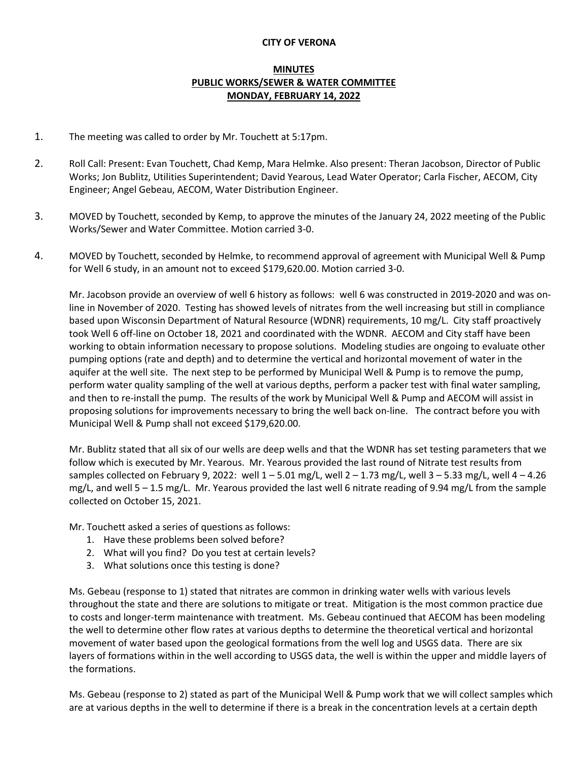**CITY OF VERONA**

**MINUTES**
**PUBLIC WORKS/SEWER & WATER COMMITTEE**
**MONDAY, FEBRUARY 14, 2022**

1. The meeting was called to order by Mr. Touchett at 5:17pm.

2. Roll Call: Present: Evan Touchett, Chad Kemp, Mara Helmke. Also present: Theran Jacobson, Director of Public Works; Jon Bublitz, Utilities Superintendent; David Yearous, Lead Water Operator; Carla Fischer, AECOM, City Engineer; Angel Gebeau, AECOM, Water Distribution Engineer.

3. MOVED by Touchett, seconded by Kemp, to approve the minutes of the January 24, 2022 meeting of the Public Works/Sewer and Water Committee. Motion carried 3-0.

4. MOVED by Touchett, seconded by Helmke, to recommend approval of agreement with Municipal Well & Pump for Well 6 study, in an amount not to exceed $179,620.00. Motion carried 3-0.

   Mr. Jacobson provide an overview of well 6 history as follows: well 6 was constructed in 2019-2020 and was on-line in November of 2020. Testing has showed levels of nitrates from the well increasing but still in compliance based upon Wisconsin Department of Natural Resource (WDNR) requirements, 10 mg/L. City staff proactively took Well 6 off-line on October 18, 2021 and coordinated with the WDNR. AECOM and City staff have been working to obtain information necessary to propose solutions. Modeling studies are ongoing to evaluate other pumping options (rate and depth) and to determine the vertical and horizontal movement of water in the aquifer at the well site. The next step to be performed by Municipal Well & Pump is to remove the pump, perform water quality sampling of the well at various depths, perform a packer test with final water sampling, and then to re-install the pump. The results of the work by Municipal Well & Pump and AECOM will assist in proposing solutions for improvements necessary to bring the well back on-line. The contract before you with Municipal Well & Pump shall not exceed $179,620.00.

   Mr. Bublitz stated that all six of our wells are deep wells and that the WDNR has set testing parameters that we follow which is executed by Mr. Yearous. Mr. Yearous provided the last round of Nitrate test results from samples collected on February 9, 2022: well 1 – 5.01 mg/L, well 2 – 1.73 mg/L, well 3 – 5.33 mg/L, well 4 – 4.26 mg/L, and well 5 – 1.5 mg/L. Mr. Yearous provided the last well 6 nitrate reading of 9.94 mg/L from the sample collected on October 15, 2021.

   Mr. Touchett asked a series of questions as follows:
   1. Have these problems been solved before?
   2. What will you find? Do you test at certain levels?
   3. What solutions once this testing is done?

   Ms. Gebeau (response to 1) stated that nitrates are common in drinking water wells with various levels throughout the state and there are solutions to mitigate or treat. Mitigation is the most common practice due to costs and longer-term maintenance with treatment. Ms. Gebeau continued that AECOM has been modeling the well to determine other flow rates at various depths to determine the theoretical vertical and horizontal movement of water based upon the geological formations from the well log and USGS data. There are six layers of formations within in the well according to USGS data, the well is within the upper and middle layers of the formations.

   Ms. Gebeau (response to 2) stated as part of the Municipal Well & Pump work that we will collect samples which are at various depths in the well to determine if there is a break in the concentration levels at a certain depth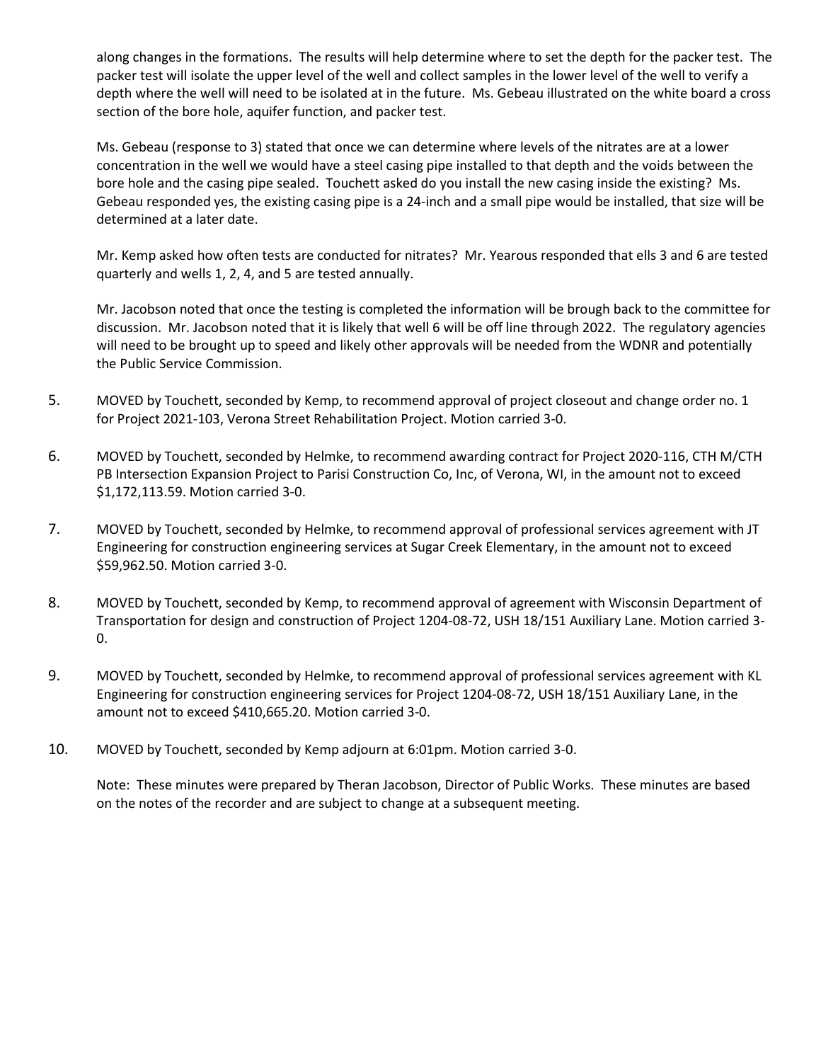along changes in the formations. The results will help determine where to set the depth for the packer test. The packer test will isolate the upper level of the well and collect samples in the lower level of the well to verify a depth where the well will need to be isolated at in the future. Ms. Gebeau illustrated on the white board a cross section of the bore hole, aquifer function, and packer test.

Ms. Gebeau (response to 3) stated that once we can determine where levels of the nitrates are at a lower concentration in the well we would have a steel casing pipe installed to that depth and the voids between the bore hole and the casing pipe sealed. Touchett asked do you install the new casing inside the existing? Ms. Gebeau responded yes, the existing casing pipe is a 24-inch and a small pipe would be installed, that size will be determined at a later date.

Mr. Kemp asked how often tests are conducted for nitrates? Mr. Yearous responded that ells 3 and 6 are tested quarterly and wells 1, 2, 4, and 5 are tested annually.

Mr. Jacobson noted that once the testing is completed the information will be brough back to the committee for discussion. Mr. Jacobson noted that it is likely that well 6 will be off line through 2022. The regulatory agencies will need to be brought up to speed and likely other approvals will be needed from the WDNR and potentially the Public Service Commission.

5. MOVED by Touchett, seconded by Kemp, to recommend approval of project closeout and change order no. 1 for Project 2021-103, Verona Street Rehabilitation Project. Motion carried 3-0.

6. MOVED by Touchett, seconded by Helmke, to recommend awarding contract for Project 2020-116, CTH M/CTH PB Intersection Expansion Project to Parisi Construction Co, Inc, of Verona, WI, in the amount not to exceed $1,172,113.59. Motion carried 3-0.

7. MOVED by Touchett, seconded by Helmke, to recommend approval of professional services agreement with JT Engineering for construction engineering services at Sugar Creek Elementary, in the amount not to exceed $59,962.50. Motion carried 3-0.

8. MOVED by Touchett, seconded by Kemp, to recommend approval of agreement with Wisconsin Department of Transportation for design and construction of Project 1204-08-72, USH 18/151 Auxiliary Lane. Motion carried 3-0.

9. MOVED by Touchett, seconded by Helmke, to recommend approval of professional services agreement with KL Engineering for construction engineering services for Project 1204-08-72, USH 18/151 Auxiliary Lane, in the amount not to exceed $410,665.20. Motion carried 3-0.

10. MOVED by Touchett, seconded by Kemp adjourn at 6:01pm. Motion carried 3-0.

Note: These minutes were prepared by Theran Jacobson, Director of Public Works. These minutes are based on the notes of the recorder and are subject to change at a subsequent meeting.